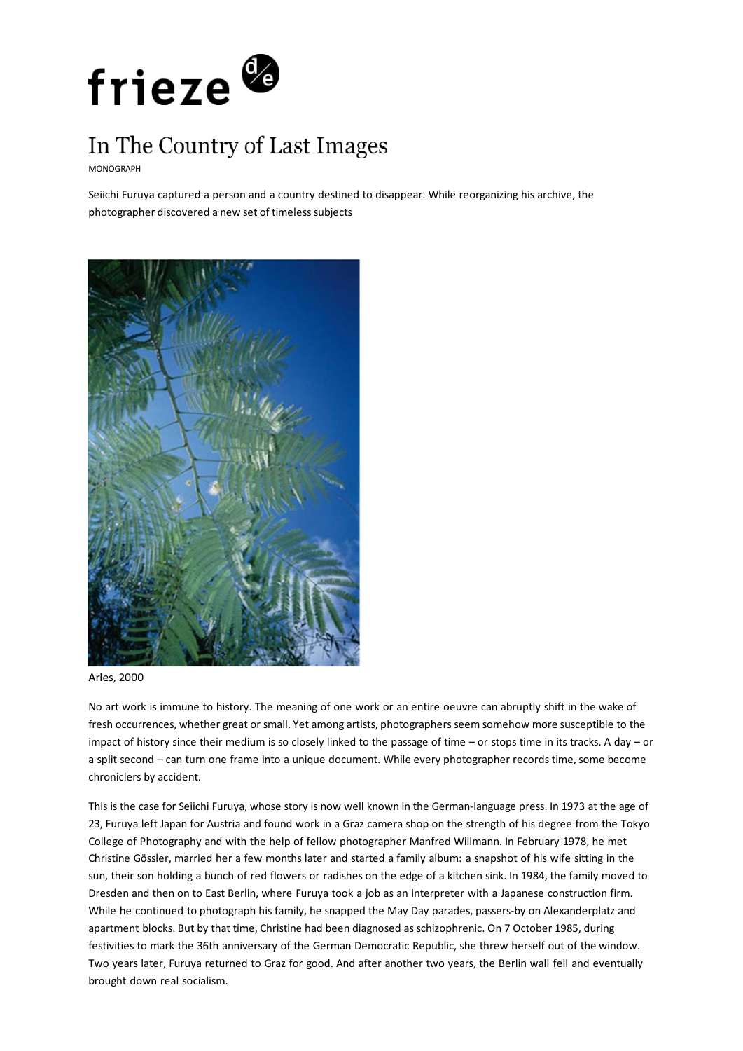# In The Country of Last Images

MONOGRAPH

Seiichi Furuya captured a person and a country destined to disappear. While reorganizing his archive, the photographer discovered a new set of timeless subjects

Arles, 2000

No art work is immune to history. The meaning of one work or an entire oeuvre can abruptly shift in the wake of fresh occurrences, whether great or small. Yet among artists, photographers seem somehow more susceptible to the impact of history since their medium is so closely linked to the passage of time – or stops time in its tracks. A day – or a split second – can turn one frame into a unique document. While every photographer records time, some become chroniclers by accident.

This is the case for Seiichi Furuya, whose story is now well known in the German-language press. In 1973 at the age of 23, Furuya left Japan for Austria and found work in a Graz camera shop on the strength of his degree from the Tokyo College of Photography and with the help of fellow photographer Manfred Willmann. In February 1978, he met Christine Gössler, married her a few months later and started a family album: a snapshot of his wife sitting in the sun, their son holding a bunch of red flowers or radishes on the edge of a kitchen sink. In 1984, the family moved to Dresden and then on to East Berlin, where Furuya took a job as an interpreter with a Japanese construction firm. While he continued to photograph his family, he snapped the May Day parades, passers-by on Alexanderplatz and apartment blocks. But by that time, Christine had been diagnosed as schizophrenic. On 7 October 1985, during festivities to mark the 36th anniversary of the German Democratic Republic, she threw herself out of the window. Two years later, Furuya returned to Graz for good. And after another two years, the Berlin wall fell and eventually brought down real socialism.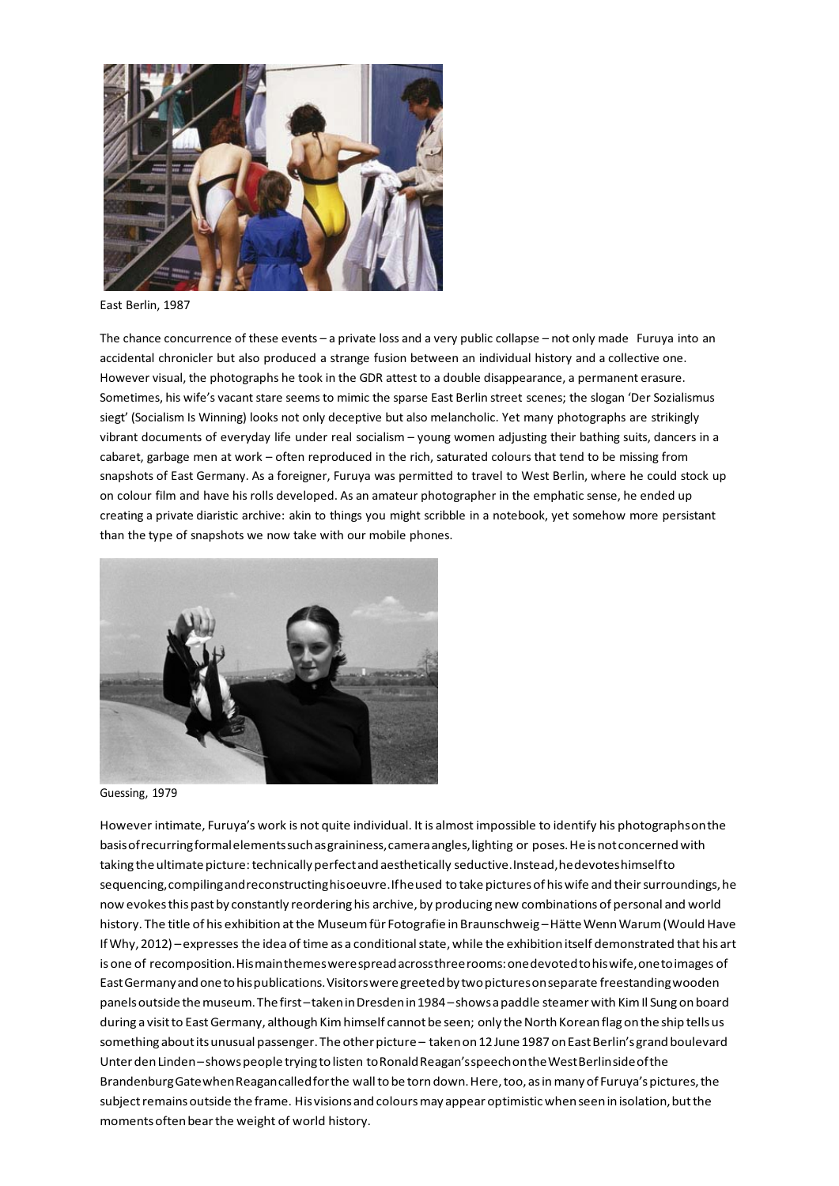East Berlin, 1987

The chance concurrence of these events – a private loss and a very public collapse – not only made Furuya into an accidental chronicler but also produced a strange fusion between an individual history and a collective one. However visual, the photographs he took in the GDR attest to a double disappearance, a permanent erasure. Sometimes, his wife's vacant stare seems to mimic the sparse East Berlin street scenes; the slogan 'Der Sozialismus siegt' (Socialism Is Winning) looks not only deceptive but also melancholic. Yet many photographs are strikingly vibrant documents of everyday life under real socialism – young women adjusting their bathing suits, dancers in a cabaret, garbage men at work – often reproduced in the rich, saturated colours that tend to be missing from snapshots of East Germany. As a foreigner, Furuya was permitted to travel to West Berlin, where he could stock up on colour film and have his rolls developed. As an amateur photographer in the emphatic sense, he ended up creating a private diaristic archive: akin to things you might scribble in a notebook, yet somehow more persistant than the type of snapshots we now take with our mobile phones.

Guessing, 1979

However intimate, Furuya's work is not quite individual. It is almost impossible to identify his photographs on the basis of recurring formal elements such as graininess, camera angles, lighting or poses. He is not concerned with taking the ultimate picture: technically perfect and aesthetically seductive. Instead, he devotes himself to sequencing, compiling and reconstructing his oeuvre. If he used to take pictures of his wife and their surroundings, he now evokes this past by constantly reordering his archive, by producing new combinations of personal and world history. The title of his exhibition at the Museum für Fotografie in Braunschweig – Hätte Wenn Warum (Would Have If Why, 2012) – expresses the idea of time as a conditional state, while the exhibition itself demonstrated that his art is one of recomposition. His main themes were spread across three rooms: one devoted to his wife, one to images of East Germany and one to his publications. Visitors were greeted by two pictures on separate freestanding wooden panels outside the museum. The first – taken in Dresden in 1984 – shows a paddle steamer with Kim Il Sung on board during a visit to East Germany, although Kim himself cannot be seen; only the North Korean flag on the ship tells us something about its unusual passenger. The other picture – taken on 12 June 1987 on East Berlin's grand boulevard Unter den Linden – shows people trying to listen to Ronald Reagan's speech on the West Berlin side of the Brandenburg Gate when Reagan called for the wall to be torn down. Here, too, as in many of Furuya's pictures, the subject remains outside the frame. His visions and colours may appear optimistic when seen in isolation, but the moments often bear the weight of world history.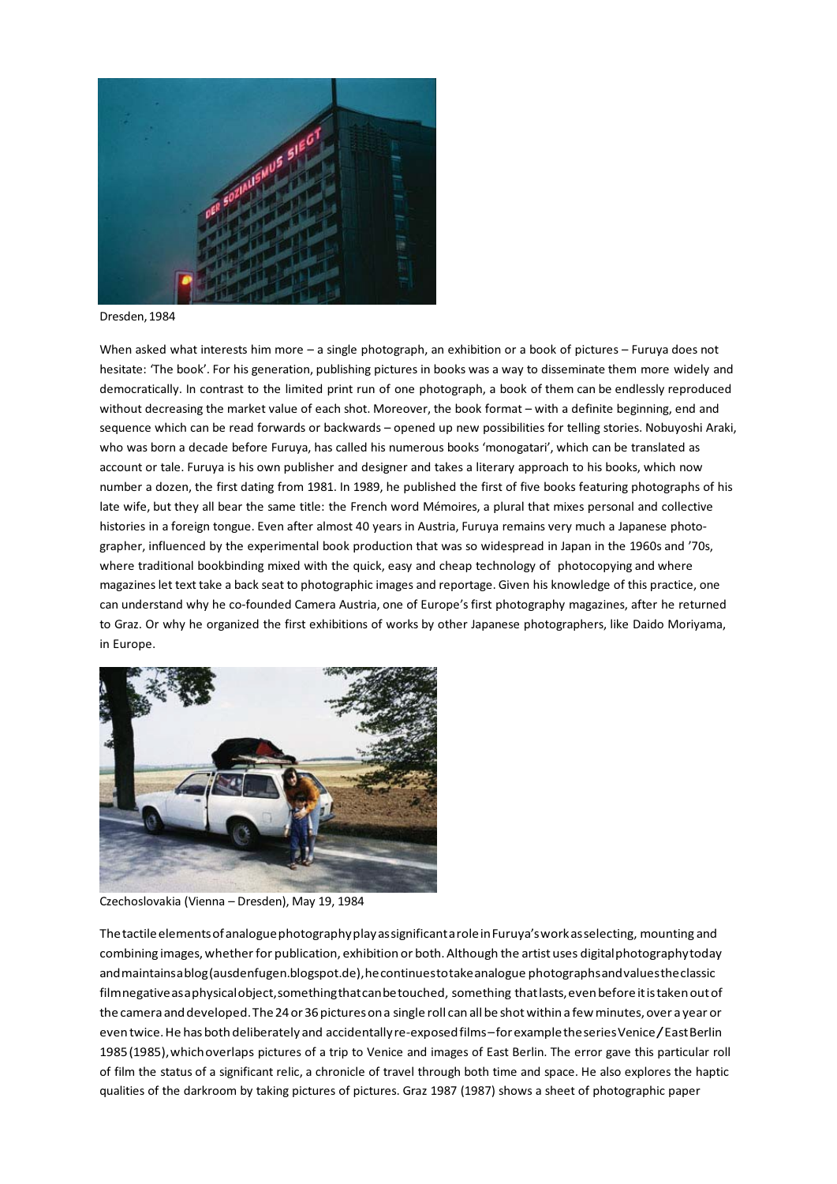Dresden, 1984

When asked what interests him more – a single photograph, an exhibition or a book of pictures – Furuya does not hesitate: 'The book'. For his generation, publishing pictures in books was a way to disseminate them more widely and democratically. In contrast to the limited print run of one photograph, a book of them can be endlessly reproduced without decreasing the market value of each shot. Moreover, the book format – with a definite beginning, end and sequence which can be read forwards or backwards – opened up new possibilities for telling stories. Nobuyoshi Araki, who was born a decade before Furuya, has called his numerous books 'monogatari', which can be translated as account or tale. Furuya is his own publisher and designer and takes a literary approach to his books, which now number a dozen, the first dating from 1981. In 1989, he published the first of five books featuring photographs of his late wife, but they all bear the same title: the French word Mémoires, a plural that mixes personal and collective histories in a foreign tongue. Even after almost 40 years in Austria, Furuya remains very much a Japanese photographer, influenced by the experimental book production that was so widespread in Japan in the 1960s and '70s, where traditional bookbinding mixed with the quick, easy and cheap technology of photocopying and where magazines let text take a back seat to photographic images and reportage. Given his knowledge of this practice, one can understand why he co-founded Camera Austria, one of Europe's first photography magazines, after he returned to Graz. Or why he organized the first exhibitions of works by other Japanese photographers, like Daido Moriyama, in Europe.

Czechoslovakia (Vienna – Dresden), May 19, 1984

The tactile elements of analogue photography play as significant a role in Furuya's work as selecting, mounting and combining images, whether for publication, exhibition or both. Although the artist uses digital photography today and maintains a blog (ausdenfugen.blogspot.de), he continues to take analogue photographs and values the classic film negative as a physical object, something that can be touched, something that lasts, even before it is taken out of the camera and developed. The 24 or 36 pictures on a single roll can all be shot within a few minutes, over a year or even twice. He has both deliberately and accidentally re-exposed films – for example the series Venice / East Berlin 1985 (1985), which overlaps pictures of a trip to Venice and images of East Berlin. The error gave this particular roll of film the status of a significant relic, a chronicle of travel through both time and space. He also explores the haptic qualities of the darkroom by taking pictures of pictures. Graz 1987 (1987) shows a sheet of photographic paper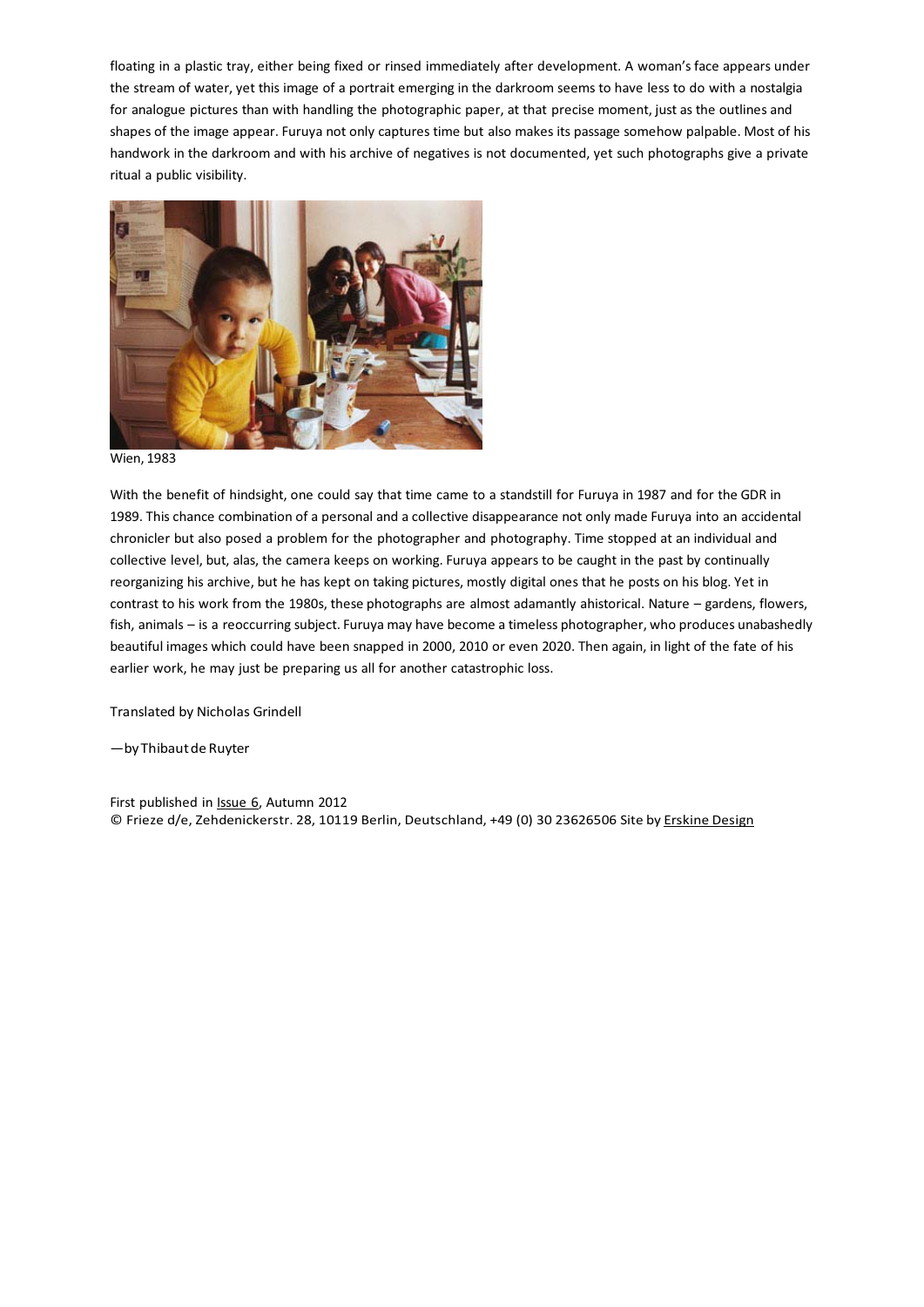floating in a plastic tray, either being fixed or rinsed immediately after development. A woman's face appears under the stream of water, yet this image of a portrait emerging in the darkroom seems to have less to do with a nostalgia for analogue pictures than with handling the photographic paper, at that precise moment, just as the outlines and shapes of the image appear. Furuya not only captures time but also makes its passage somehow palpable. Most of his handwork in the darkroom and with his archive of negatives is not documented, yet such photographs give a private ritual a public visibility.

Wien, 1983

With the benefit of hindsight, one could say that time came to a standstill for Furuya in 1987 and for the GDR in 1989. This chance combination of a personal and a collective disappearance not only made Furuya into an accidental chronicler but also posed a problem for the photographer and photography. Time stopped at an individual and collective level, but, alas, the camera keeps on working. Furuya appears to be caught in the past by continually reorganizing his archive, but he has kept on taking pictures, mostly digital ones that he posts on his blog. Yet in contrast to his work from the 1980s, these photographs are almost adamantly ahistorical. Nature – gardens, flowers, fish, animals – is a reoccurring subject. Furuya may have become a timeless photographer, who produces unabashedly beautiful images which could have been snapped in 2000, 2010 or even 2020. Then again, in light of the fate of his earlier work, he may just be preparing us all for another catastrophic loss.

Translated by Nicholas Grindell

—by Thibaut de Ruyter

First published in Issue 6, Autumn 2012
© Frieze d/e, Zehdenickerstr. 28, 10119 Berlin, Deutschland, +49 (0) 30 23626506 Site by Erskine Design